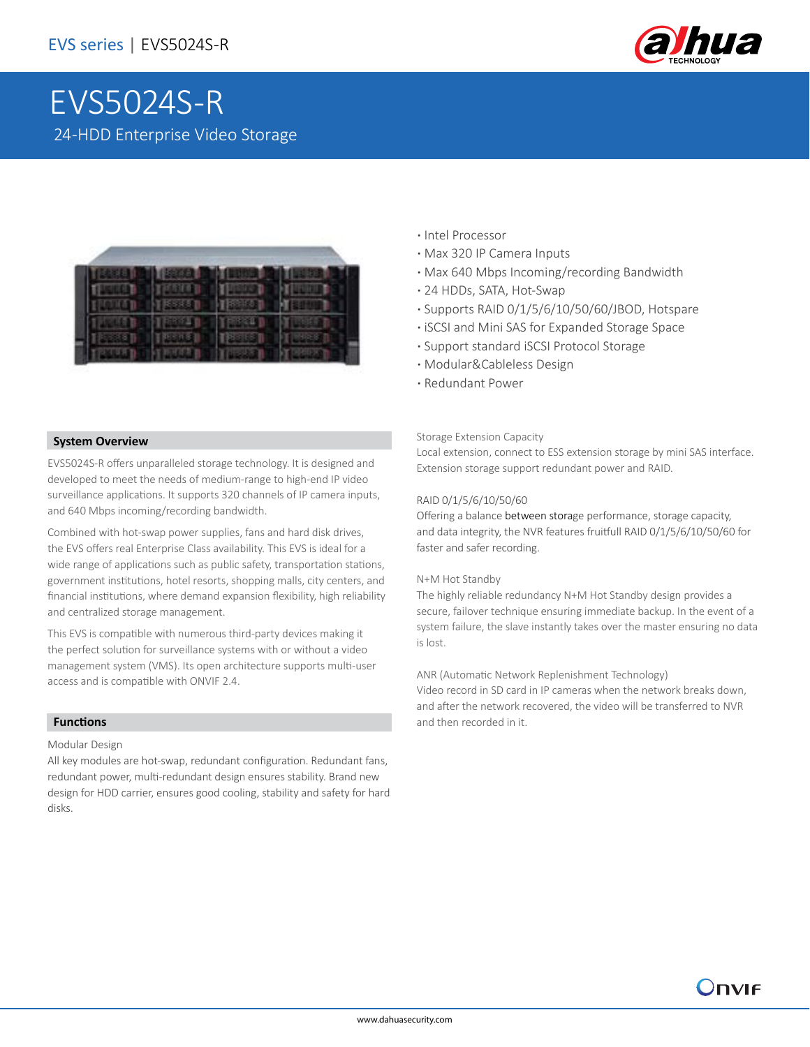# EVS5024S-R

24-HDD Enterprise Video Storage

- Intel Processor
- Max 320 IP Camera Inputs
- Max 640 Mbps Incoming/recording Bandwidth
- 24 HDDs, SATA, Hot-Swap
- Supports RAID 0/1/5/6/10/50/60/JBOD, Hotspare
- iSCSI and Mini SAS for Expanded Storage Space
- Support standard iSCSI Protocol Storage
- Modular&Cableless Design
- Redundant Power

## System Overview

EVS5024S-R offers unparalleled storage technology. It is designed and developed to meet the needs of medium-range to high-end IP video surveillance applications. It supports 320 channels of IP camera inputs, and 640 Mbps incoming/recording bandwidth.

Combined with hot-swap power supplies, fans and hard disk drives, the EVS offers real Enterprise Class availability. This EVS is ideal for a wide range of applications such as public safety, transportation stations, government institutions, hotel resorts, shopping malls, city centers, and financial institutions, where demand expansion flexibility, high reliability and centralized storage management.

This EVS is compatible with numerous third-party devices making it the perfect solution for surveillance systems with or without a video management system (VMS). Its open architecture supports multi-user access and is compatible with ONVIF 2.4.

## Functions

Modular Design

All key modules are hot-swap, redundant configuration. Redundant fans, redundant power, multi-redundant design ensures stability. Brand new design for HDD carrier, ensures good cooling, stability and safety for hard disks.

Storage Extension Capacity

Local extension, connect to ESS extension storage by mini SAS interface. Extension storage support redundant power and RAID.

RAID 0/1/5/6/10/50/60

Offering a balance between storage performance, storage capacity, and data integrity, the NVR features fruitfull RAID 0/1/5/6/10/50/60 for faster and safer recording.

N+M Hot Standby

The highly reliable redundancy N+M Hot Standby design provides a secure, failover technique ensuring immediate backup. In the event of a system failure, the slave instantly takes over the master ensuring no data is lost.

ANR (Automatic Network Replenishment Technology)

Video record in SD card in IP cameras when the network breaks down, and after the network recovered, the video will be transferred to NVR and then recorded in it.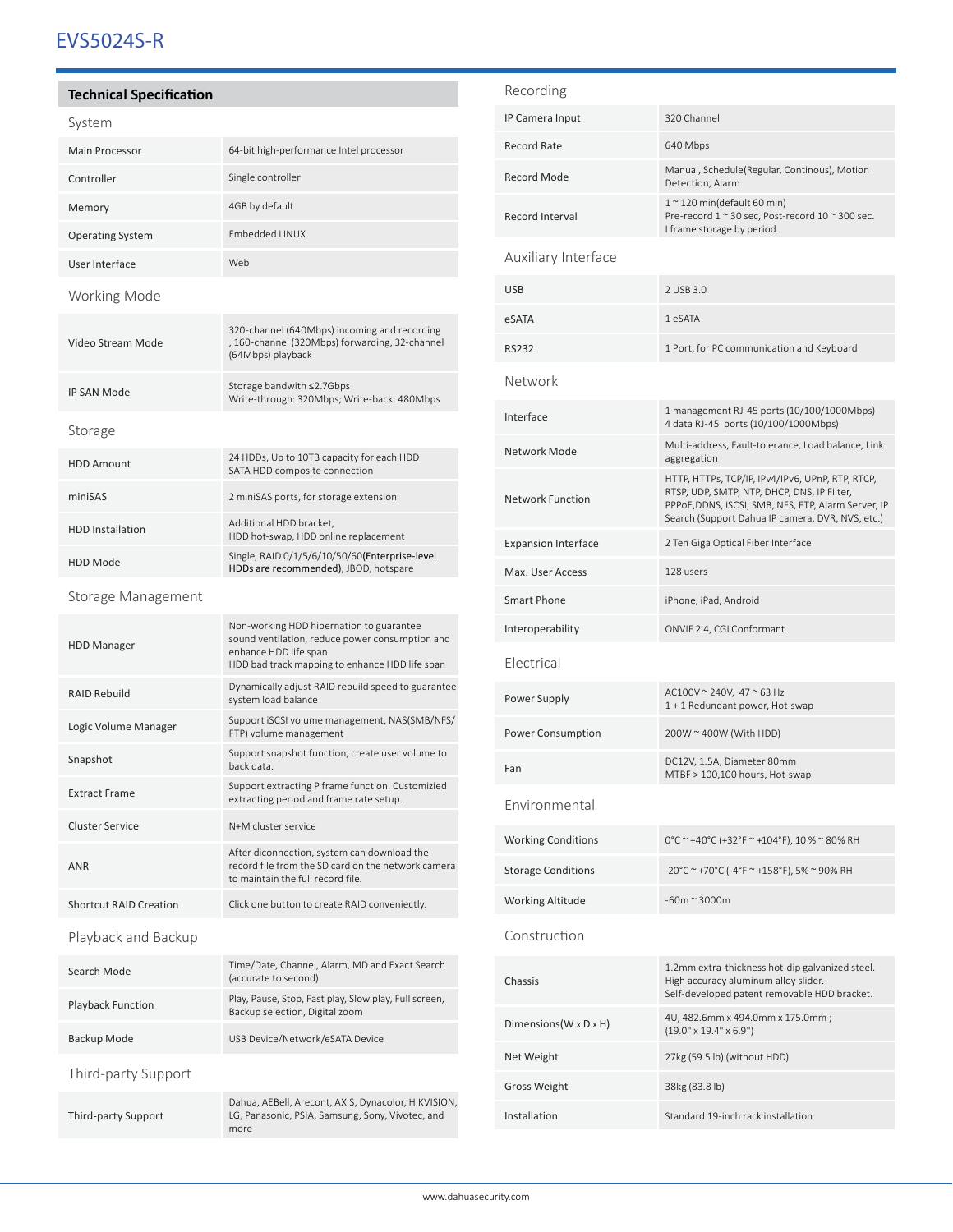# EVS5024S-R

## Technical Specification

### System

| | |
|---|---|
| Main Processor | 64-bit high-performance Intel processor |
| Controller | Single controller |
| Memory | 4GB by default |
| Operating System | Embedded LINUX |
| User Interface | Web |

### Working Mode

| | |
|---|---|
| Video Stream Mode | 320-channel (640Mbps) incoming and recording , 160-channel (320Mbps) forwarding, 32-channel (64Mbps) playback |
| IP SAN Mode | Storage bandwith ≤2.7Gbps<br>Write-through: 320Mbps; Write-back: 480Mbps |

### Storage

| | |
|---|---|
| HDD Amount | 24 HDDs, Up to 10TB capacity for each HDD<br>SATA HDD composite connection |
| miniSAS | 2 miniSAS ports, for storage extension |
| HDD Installation | Additional HDD bracket,<br>HDD hot-swap, HDD online replacement |
| HDD Mode | Single, RAID 0/1/5/6/10/50/60(**Enterprise-level HDDs are recommended)**, JBOD, hotspare |

### Storage Management

| | |
|---|---|
| HDD Manager | Non-working HDD hibernation to guarantee sound ventilation, reduce power consumption and enhance HDD life span<br>HDD bad track mapping to enhance HDD life span |
| RAID Rebuild | Dynamically adjust RAID rebuild speed to guarantee system load balance |
| Logic Volume Manager | Support iSCSI volume management, NAS(SMB/NFS/FTP) volume management |
| Snapshot | Support snapshot function, create user volume to back data. |
| Extract Frame | Support extracting P frame function. Customizied extracting period and frame rate setup. |
| Cluster Service | N+M cluster service |
| ANR | After diconnection, system can download the record file from the SD card on the network camera to maintain the full record file. |
| Shortcut RAID Creation | Click one button to create RAID conveniectly. |

### Playback and Backup

| | |
|---|---|
| Search Mode | Time/Date, Channel, Alarm, MD and Exact Search (accurate to second) |
| Playback Function | Play, Pause, Stop, Fast play, Slow play, Full screen, Backup selection, Digital zoom |
| Backup Mode | USB Device/Network/eSATA Device |

### Third-party Support

| | |
|---|---|
| Third-party Support | Dahua, AEBell, Arecont, AXIS, Dynacolor, HIKVISION, LG, Panasonic, PSIA, Samsung, Sony, Vivotec, and more |

### Recording

| | |
|---|---|
| IP Camera Input | 320 Channel |
| Record Rate | 640 Mbps |
| Record Mode | Manual, Schedule(Regular, Continous), Motion Detection, Alarm |
| Record Interval | 1 ~ 120 min(default 60 min)<br>Pre-record 1 ~ 30 sec, Post-record 10 ~ 300 sec.<br>I frame storage by period. |

### Auxiliary Interface

| | |
|---|---|
| USB | 2 USB 3.0 |
| eSATA | 1 eSATA |
| RS232 | 1 Port, for PC communication and Keyboard |

### Network

| | |
|---|---|
| Interface | 1 management RJ-45 ports (10/100/1000Mbps)<br>4 data RJ-45 ports (10/100/1000Mbps) |
| Network Mode | Multi-address, Fault-tolerance, Load balance, Link aggregation |
| Network Function | HTTP, HTTPs, TCP/IP, IPv4/IPv6, UPnP, RTP, RTCP, RTSP, UDP, SMTP, NTP, DHCP, DNS, IP Filter, PPPoE,DDNS, iSCSI, SMB, NFS, FTP, Alarm Server, IP Search (Support Dahua IP camera, DVR, NVS, etc.) |
| Expansion Interface | 2 Ten Giga Optical Fiber Interface |
| Max. User Access | 128 users |
| Smart Phone | iPhone, iPad, Android |
| Interoperability | ONVIF 2.4, CGI Conformant |

### Electrical

| | |
|---|---|
| Power Supply | AC100V ~ 240V, 47 ~ 63 Hz<br>1 + 1 Redundant power, Hot-swap |
| Power Consumption | 200W ~ 400W (With HDD) |
| Fan | DC12V, 1.5A, Diameter 80mm<br>MTBF > 100,100 hours, Hot-swap |

### Environmental

| | |
|---|---|
| Working Conditions | 0°C ~ +40°C (+32°F ~ +104°F), 10 % ~ 80% RH |
| Storage Conditions | -20°C ~ +70°C (-4°F ~ +158°F), 5% ~ 90% RH |
| Working Altitude | -60m ~ 3000m |

### Construction

| | |
|---|---|
| Chassis | 1.2mm extra-thickness hot-dip galvanized steel.<br>High accuracy aluminum alloy slider.<br>Self-developed patent removable HDD bracket. |
| Dimensions(W x D x H) | 4U, 482.6mm x 494.0mm x 175.0mm ;<br>(19.0" x 19.4" x 6.9") |
| Net Weight | 27kg (59.5 lb) (without HDD) |
| Gross Weight | 38kg (83.8 lb) |
| Installation | Standard 19-inch rack installation |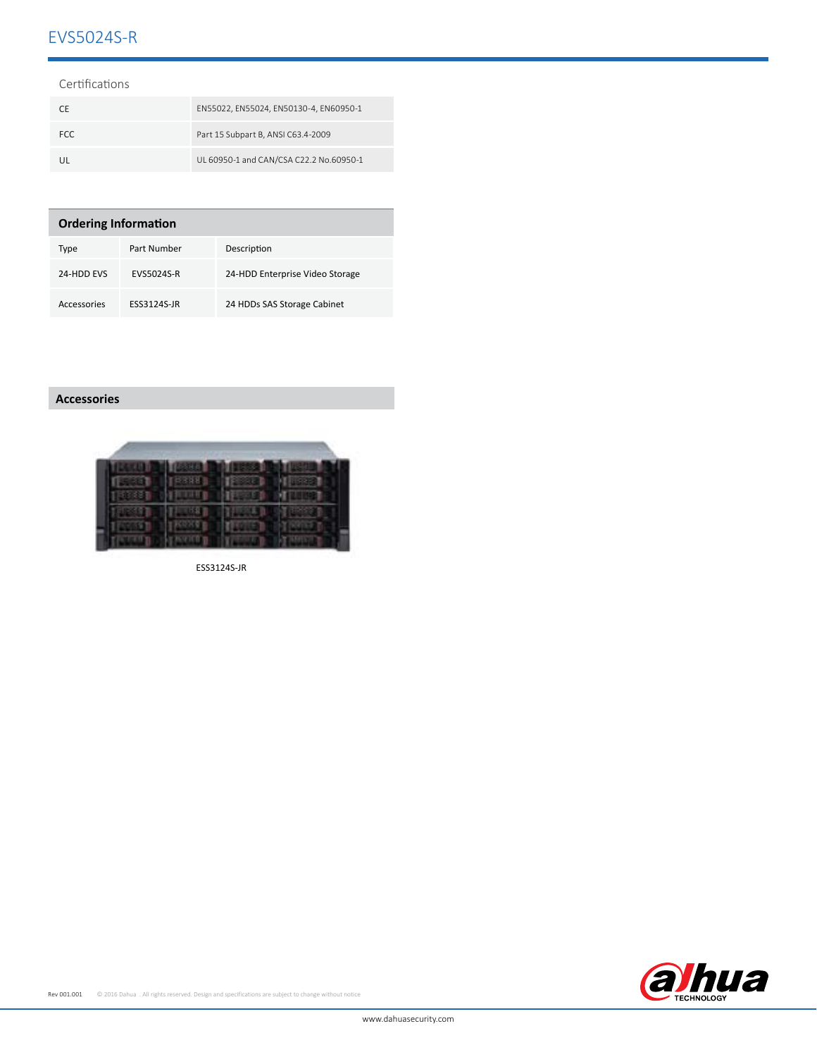## Certifications

| | |
|---|---|
| CE | EN55022, EN55024, EN50130-4, EN60950-1 |
| FCC | Part 15 Subpart B, ANSI C63.4-2009 |
| UL | UL 60950-1 and CAN/CSA C22.2 No.60950-1 |

## Ordering Information

| Type | Part Number | Description |
|---|---|---|
| 24-HDD EVS | EVS5024S-R | 24-HDD Enterprise Video Storage |
| Accessories | ESS3124S-JR | 24 HDDs SAS Storage Cabinet |

## Accessories

ESS3124S-JR

Rev 001.001 © 2016 Dahua . All rights reserved. Design and specifications are subject to change without notice

www.dahuasecurity.com